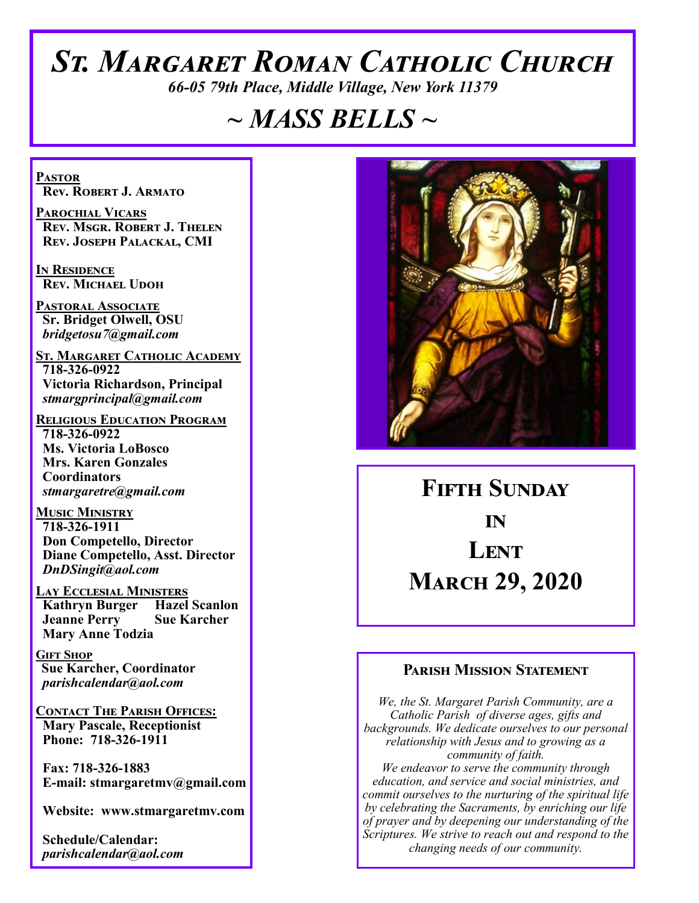# St. Margaret Roman Catholic Church

*66-05 79th Place, Middle Village, New York 11379*

# ~ MASS BELLS ~

**Pastor**
**Rev. Robert J. Armato**

**Parochial Vicars**
**Rev. Msgr. Robert J. Thelen**
**Rev. Joseph Palackal, CMI**

**In Residence**
**Rev. Michael Udoh**

**Pastoral Associate**
**Sr. Bridget Olwell, OSU**
*bridgetosu7@gmail.com*

**St. Margaret Catholic Academy**
**718-326-0922**
**Victoria Richardson, Principal**
*stmargprincipal@gmail.com*

**Religious Education Program**
**718-326-0922**
**Ms. Victoria LoBosco**
**Mrs. Karen Gonzales**
**Coordinators**
*stmargaretre@gmail.com*

**Music Ministry**
**718-326-1911**
**Don Competello, Director**
**Diane Competello, Asst. Director**
*DnDSingit@aol.com*

**Lay Ecclesial Ministers**
**Kathryn Burger**
**Hazel Scanlon**
**Jeanne Perry**
**Sue Karcher**
**Mary Anne Todzia**

**Gift Shop**
**Sue Karcher, Coordinator**
*parishcalendar@aol.com*

**Contact The Parish Offices:**
**Mary Pascale, Receptionist**
**Phone: 718-326-1911**

**Fax: 718-326-1883**
**E-mail: stmargaretmv@gmail.com**

**Website: www.stmargaretmv.com**

**Schedule/Calendar:**
*parishcalendar@aol.com*

## Fifth Sunday in Lent
## March 29, 2020

### Parish Mission Statement

*We, the St. Margaret Parish Community, are a Catholic Parish of diverse ages, gifts and backgrounds. We dedicate ourselves to our personal relationship with Jesus and to growing as a community of faith.*
*We endeavor to serve the community through education, and service and social ministries, and commit ourselves to the nurturing of the spiritual life by celebrating the Sacraments, by enriching our life of prayer and by deepening our understanding of the Scriptures. We strive to reach out and respond to the changing needs of our community.*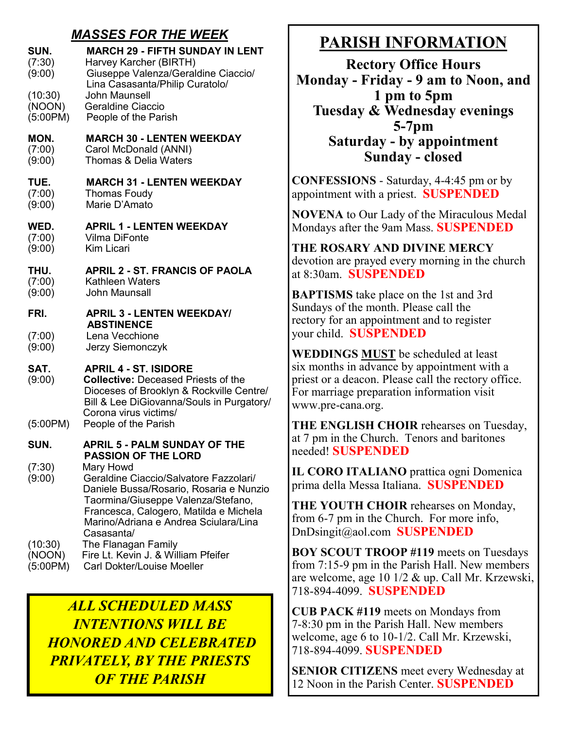## *MASSES FOR THE WEEK*

**SUN. MARCH 29 - FIFTH SUNDAY IN LENT**

(7:30) Harvey Karcher (BIRTH)
(9:00) Giuseppe Valenza/Geraldine Ciaccio/ Lina Casasanta/Philip Curatolo/
(10:30) John Maunsell
(NOON) Geraldine Ciaccio
(5:00PM) People of the Parish

**MON. MARCH 30 - LENTEN WEEKDAY**

(7:00) Carol McDonald (ANNI)
(9:00) Thomas & Delia Waters

**TUE. MARCH 31 - LENTEN WEEKDAY**

(7:00) Thomas Foudy
(9:00) Marie D'Amato

**WED. APRIL 1 - LENTEN WEEKDAY**

(7:00) Vilma DiFonte
(9:00) Kim Licari

**THU. APRIL 2 - ST. FRANCIS OF PAOLA**

(7:00) Kathleen Waters
(9:00) John Maunsall

**FRI. APRIL 3 - LENTEN WEEKDAY/ ABSTINENCE**

(7:00) Lena Vecchione
(9:00) Jerzy Siemonczyk

**SAT. APRIL 4 - ST. ISIDORE**

(9:00) **Collective:** Deceased Priests of the Dioceses of Brooklyn & Rockville Centre/ Bill & Lee DiGiovanna/Souls in Purgatory/ Corona virus victims/
(5:00PM) People of the Parish

**SUN. APRIL 5 - PALM SUNDAY OF THE PASSION OF THE LORD**

(7:30) Mary Howd
(9:00) Geraldine Ciaccio/Salvatore Fazzolari/ Daniele Bussa/Rosario, Rosaria e Nunzio Taormina/Giuseppe Valenza/Stefano, Francesca, Calogero, Matilda e Michela Marino/Adriana e Andrea Sciulara/Lina Casasanta/
(10:30) The Flanagan Family
(NOON) Fire Lt. Kevin J. & William Pfeifer
(5:00PM) Carl Dokter/Louise Moeller

***ALL SCHEDULED MASS INTENTIONS WILL BE HONORED AND CELEBRATED PRIVATELY, BY THE PRIESTS OF THE PARISH***

# PARISH INFORMATION

**Rectory Office Hours**
**Monday - Friday - 9 am to Noon, and 1 pm to 5pm**
**Tuesday & Wednesday evenings 5-7pm**
**Saturday - by appointment**
**Sunday - closed**

**CONFESSIONS** - Saturday, 4-4:45 pm or by appointment with a priest. **SUSPENDED**

**NOVENA** to Our Lady of the Miraculous Medal Mondays after the 9am Mass. **SUSPENDED**

**THE ROSARY AND DIVINE MERCY** devotion are prayed every morning in the church at 8:30am. **SUSPENDED**

**BAPTISMS** take place on the 1st and 3rd Sundays of the month. Please call the rectory for an appointment and to register your child. **SUSPENDED**

**WEDDINGS <u>MUST</u>** be scheduled at least six months in advance by appointment with a priest or a deacon. Please call the rectory office. For marriage preparation information visit www.pre-cana.org.

**THE ENGLISH CHOIR** rehearses on Tuesday, at 7 pm in the Church. Tenors and baritones needed! **SUSPENDED**

**IL CORO ITALIANO** prattica ogni Domenica prima della Messa Italiana. **SUSPENDED**

**THE YOUTH CHOIR** rehearses on Monday, from 6-7 pm in the Church. For more info, DnDsingit@aol.com **SUSPENDED**

**BOY SCOUT TROOP #119** meets on Tuesdays from 7:15-9 pm in the Parish Hall. New members are welcome, age 10 1/2 & up. Call Mr. Krzewski, 718-894-4099. **SUSPENDED**

**CUB PACK #119** meets on Mondays from 7-8:30 pm in the Parish Hall. New members welcome, age 6 to 10-1/2. Call Mr. Krzewski, 718-894-4099. **SUSPENDED**

**SENIOR CITIZENS** meet every Wednesday at 12 Noon in the Parish Center. **SUSPENDED**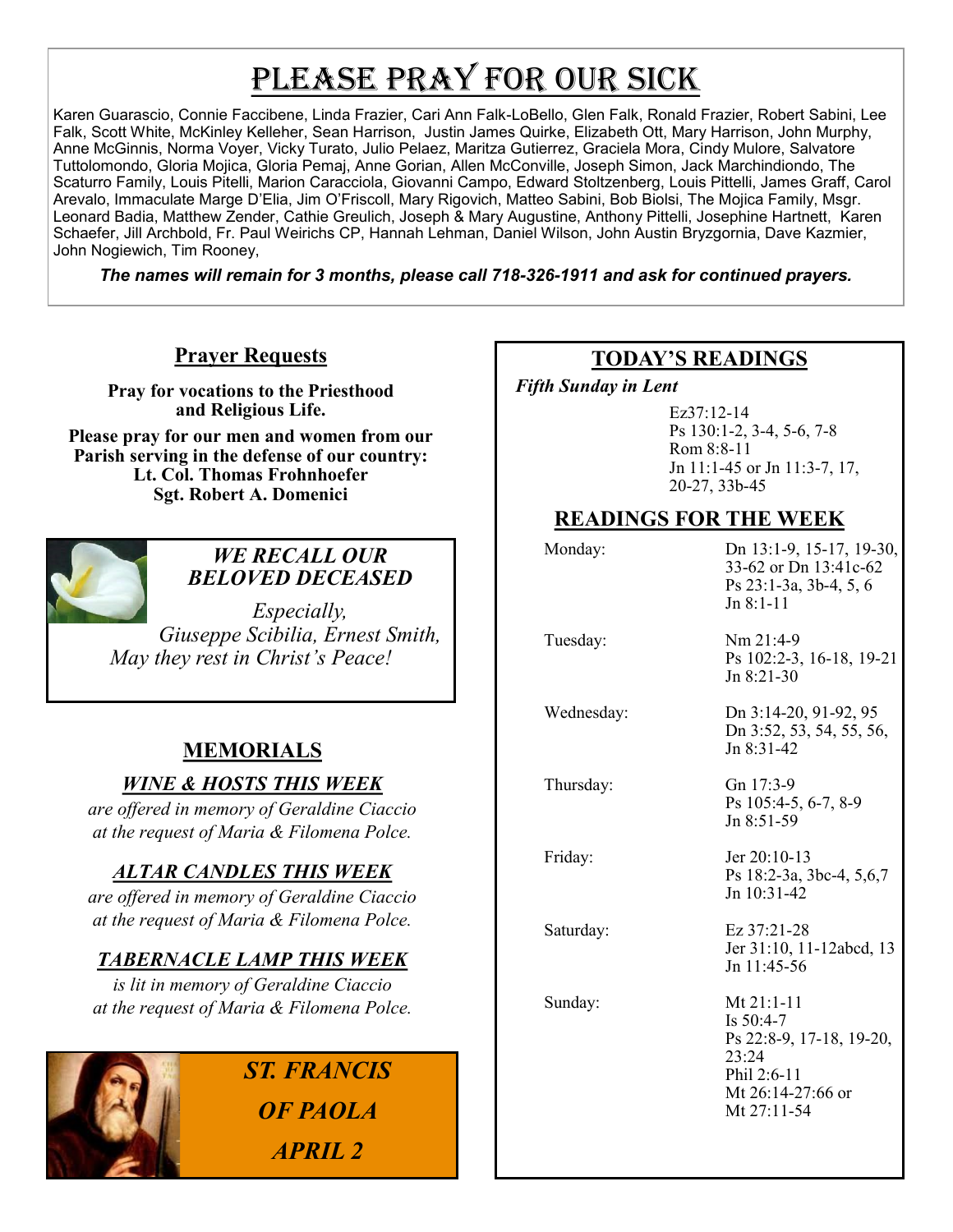# PLEASE PRAY FOR OUR SICK

Karen Guarascio, Connie Faccibene, Linda Frazier, Cari Ann Falk-LoBello, Glen Falk, Ronald Frazier, Robert Sabini, Lee Falk, Scott White, McKinley Kelleher, Sean Harrison, Justin James Quirke, Elizabeth Ott, Mary Harrison, John Murphy, Anne McGinnis, Norma Voyer, Vicky Turato, Julio Pelaez, Maritza Gutierrez, Graciela Mora, Cindy Mulore, Salvatore Tuttolomondo, Gloria Mojica, Gloria Pemaj, Anne Gorian, Allen McConville, Joseph Simon, Jack Marchindiondo, The Scaturro Family, Louis Pitelli, Marion Caracciola, Giovanni Campo, Edward Stoltzenberg, Louis Pittelli, James Graff, Carol Arevalo, Immaculate Marge D'Elia, Jim O'Friscoll, Mary Rigovich, Matteo Sabini, Bob Biolsi, The Mojica Family, Msgr. Leonard Badia, Matthew Zender, Cathie Greulich, Joseph & Mary Augustine, Anthony Pittelli, Josephine Hartnett, Karen Schaefer, Jill Archbold, Fr. Paul Weirichs CP, Hannah Lehman, Daniel Wilson, John Austin Bryzgornia, Dave Kazmier, John Nogiewich, Tim Rooney,

***The names will remain for 3 months, please call 718-326-1911 and ask for continued prayers.***

## Prayer Requests

**Pray for vocations to the Priesthood and Religious Life.**

**Please pray for our men and women from our Parish serving in the defense of our country:**
**Lt. Col. Thomas Frohnhoefer**
**Sgt. Robert A. Domenici**

### *WE RECALL OUR BELOVED DECEASED*

*Especially,*
*Giuseppe Scibilia, Ernest Smith,*
*May they rest in Christ's Peace!*

## MEMORIALS

### *WINE & HOSTS THIS WEEK*

*are offered in memory of Geraldine Ciaccio at the request of Maria & Filomena Polce.*

### *ALTAR CANDLES THIS WEEK*

*are offered in memory of Geraldine Ciaccio at the request of Maria & Filomena Polce.*

### *TABERNACLE LAMP THIS WEEK*

*is lit in memory of Geraldine Ciaccio at the request of Maria & Filomena Polce.*

***ST. FRANCIS OF PAOLA***
***APRIL 2***

## TODAY'S READINGS

***Fifth Sunday in Lent***

Ez37:12-14
Ps 130:1-2, 3-4, 5-6, 7-8
Rom 8:8-11
Jn 11:1-45 or Jn 11:3-7, 17, 20-27, 33b-45

## READINGS FOR THE WEEK

| | |
|---|---|
| Monday: | Dn 13:1-9, 15-17, 19-30, 33-62 or Dn 13:41c-62<br>Ps 23:1-3a, 3b-4, 5, 6<br>Jn 8:1-11 |
| Tuesday: | Nm 21:4-9<br>Ps 102:2-3, 16-18, 19-21<br>Jn 8:21-30 |
| Wednesday: | Dn 3:14-20, 91-92, 95<br>Dn 3:52, 53, 54, 55, 56,<br>Jn 8:31-42 |
| Thursday: | Gn 17:3-9<br>Ps 105:4-5, 6-7, 8-9<br>Jn 8:51-59 |
| Friday: | Jer 20:10-13<br>Ps 18:2-3a, 3bc-4, 5,6,7<br>Jn 10:31-42 |
| Saturday: | Ez 37:21-28<br>Jer 31:10, 11-12abcd, 13<br>Jn 11:45-56 |
| Sunday: | Mt 21:1-11<br>Is 50:4-7<br>Ps 22:8-9, 17-18, 19-20, 23:24<br>Phil 2:6-11<br>Mt 26:14-27:66 or<br>Mt 27:11-54 |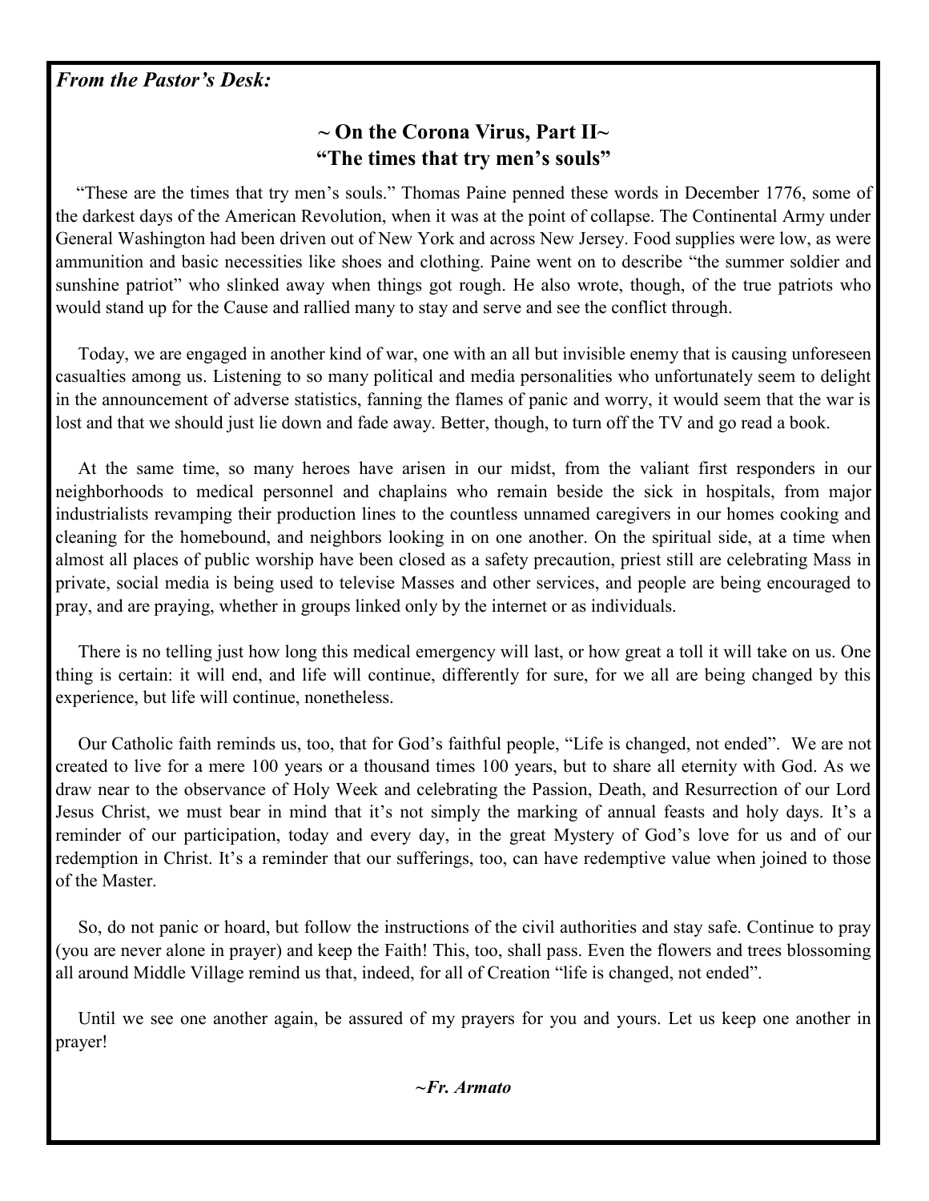*From the Pastor's Desk:*

## ~ On the Corona Virus, Part II~
## "The times that try men's souls"

"These are the times that try men's souls." Thomas Paine penned these words in December 1776, some of the darkest days of the American Revolution, when it was at the point of collapse. The Continental Army under General Washington had been driven out of New York and across New Jersey. Food supplies were low, as were ammunition and basic necessities like shoes and clothing. Paine went on to describe "the summer soldier and sunshine patriot" who slinked away when things got rough. He also wrote, though, of the true patriots who would stand up for the Cause and rallied many to stay and serve and see the conflict through.

Today, we are engaged in another kind of war, one with an all but invisible enemy that is causing unforeseen casualties among us. Listening to so many political and media personalities who unfortunately seem to delight in the announcement of adverse statistics, fanning the flames of panic and worry, it would seem that the war is lost and that we should just lie down and fade away. Better, though, to turn off the TV and go read a book.

At the same time, so many heroes have arisen in our midst, from the valiant first responders in our neighborhoods to medical personnel and chaplains who remain beside the sick in hospitals, from major industrialists revamping their production lines to the countless unnamed caregivers in our homes cooking and cleaning for the homebound, and neighbors looking in on one another. On the spiritual side, at a time when almost all places of public worship have been closed as a safety precaution, priest still are celebrating Mass in private, social media is being used to televise Masses and other services, and people are being encouraged to pray, and are praying, whether in groups linked only by the internet or as individuals.

There is no telling just how long this medical emergency will last, or how great a toll it will take on us. One thing is certain: it will end, and life will continue, differently for sure, for we all are being changed by this experience, but life will continue, nonetheless.

Our Catholic faith reminds us, too, that for God's faithful people, "Life is changed, not ended". We are not created to live for a mere 100 years or a thousand times 100 years, but to share all eternity with God. As we draw near to the observance of Holy Week and celebrating the Passion, Death, and Resurrection of our Lord Jesus Christ, we must bear in mind that it's not simply the marking of annual feasts and holy days. It's a reminder of our participation, today and every day, in the great Mystery of God's love for us and of our redemption in Christ. It's a reminder that our sufferings, too, can have redemptive value when joined to those of the Master.

So, do not panic or hoard, but follow the instructions of the civil authorities and stay safe. Continue to pray (you are never alone in prayer) and keep the Faith! This, too, shall pass. Even the flowers and trees blossoming all around Middle Village remind us that, indeed, for all of Creation "life is changed, not ended".

Until we see one another again, be assured of my prayers for you and yours. Let us keep one another in prayer!

***~Fr. Armato***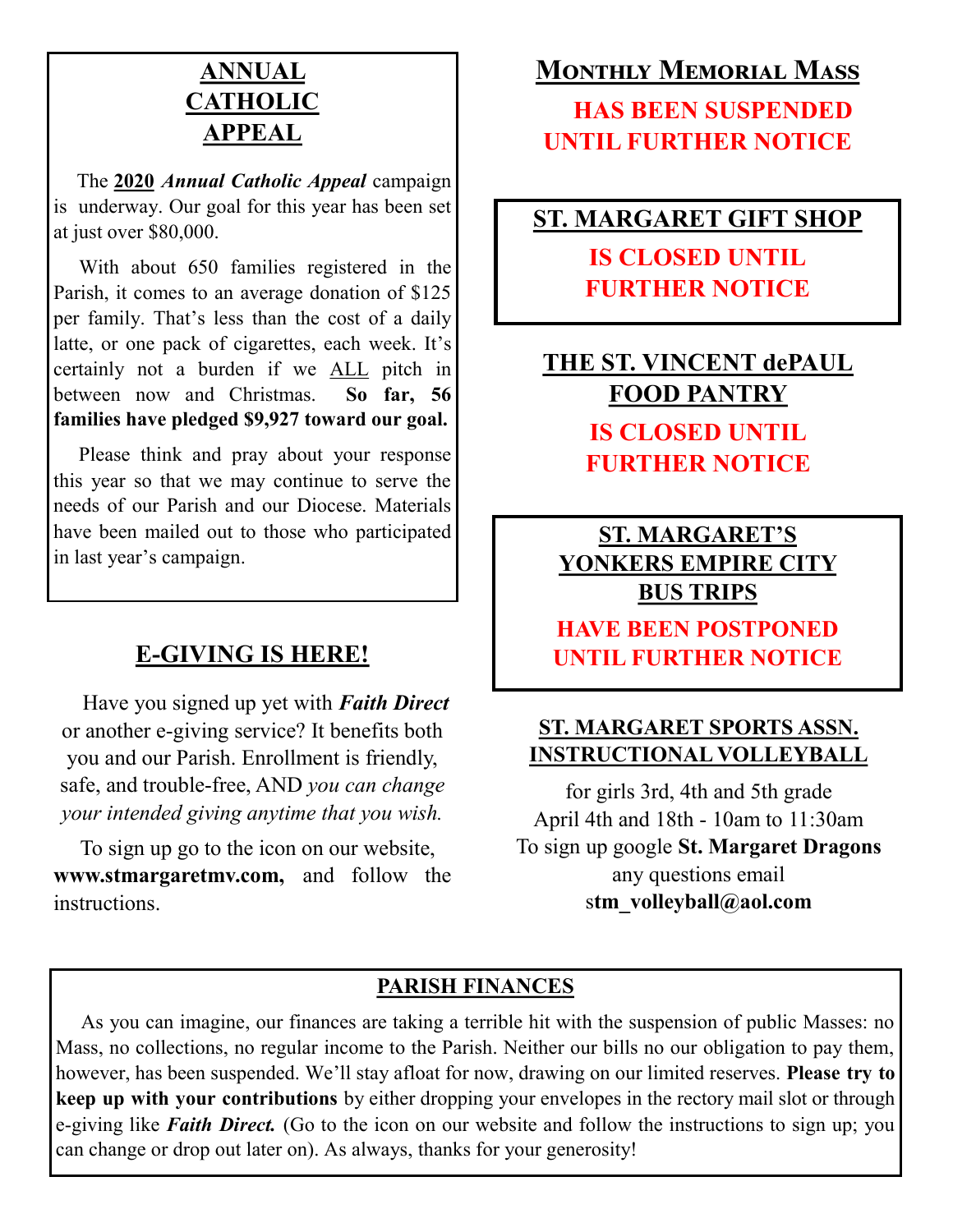## ANNUAL CATHOLIC APPEAL

The **2020** ***Annual Catholic Appeal*** campaign is underway. Our goal for this year has been set at just over $80,000.

With about 650 families registered in the Parish, it comes to an average donation of $125 per family. That's less than the cost of a daily latte, or one pack of cigarettes, each week. It's certainly not a burden if we ALL pitch in between now and Christmas. **So far, 56 families have pledged $9,927 toward our goal.**

Please think and pray about your response this year so that we may continue to serve the needs of our Parish and our Diocese. Materials have been mailed out to those who participated in last year's campaign.

## E-GIVING IS HERE!

Have you signed up yet with ***Faith Direct*** or another e-giving service? It benefits both you and our Parish. Enrollment is friendly, safe, and trouble-free, AND *you can change your intended giving anytime that you wish.*

To sign up go to the icon on our website, **www.stmargaretmv.com,** and follow the instructions.

## MONTHLY MEMORIAL MASS

**HAS BEEN SUSPENDED UNTIL FURTHER NOTICE**

## ST. MARGARET GIFT SHOP

**IS CLOSED UNTIL FURTHER NOTICE**

## THE ST. VINCENT dePAUL FOOD PANTRY

**IS CLOSED UNTIL FURTHER NOTICE**

## ST. MARGARET'S YONKERS EMPIRE CITY BUS TRIPS

**HAVE BEEN POSTPONED UNTIL FURTHER NOTICE**

## ST. MARGARET SPORTS ASSN. INSTRUCTIONAL VOLLEYBALL

for girls 3rd, 4th and 5th grade
April 4th and 18th - 10am to 11:30am
To sign up google **St. Margaret Dragons**
any questions email
**stm_volleyball@aol.com**

## PARISH FINANCES

As you can imagine, our finances are taking a terrible hit with the suspension of public Masses: no Mass, no collections, no regular income to the Parish. Neither our bills no our obligation to pay them, however, has been suspended. We'll stay afloat for now, drawing on our limited reserves. **Please try to keep up with your contributions** by either dropping your envelopes in the rectory mail slot or through e-giving like ***Faith Direct.*** (Go to the icon on our website and follow the instructions to sign up; you can change or drop out later on). As always, thanks for your generosity!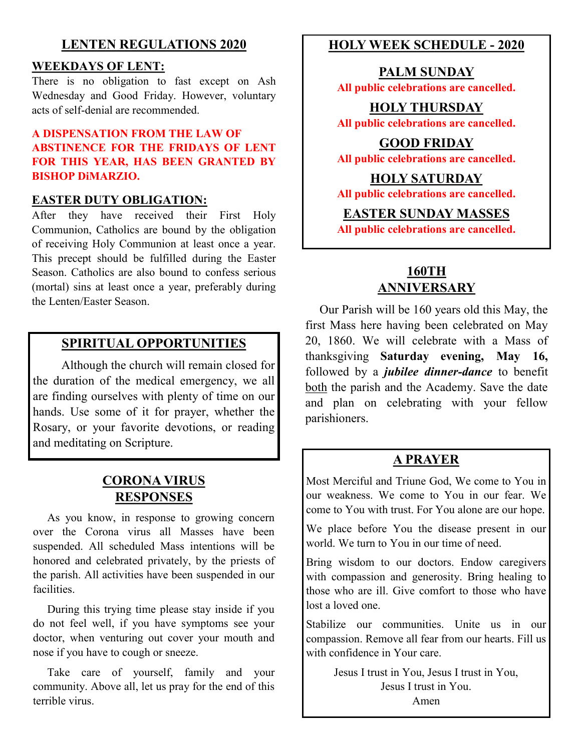## LENTEN REGULATIONS 2020

### WEEKDAYS OF LENT:

There is no obligation to fast except on Ash Wednesday and Good Friday. However, voluntary acts of self-denial are recommended.

**A DISPENSATION FROM THE LAW OF ABSTINENCE FOR THE FRIDAYS OF LENT FOR THIS YEAR, HAS BEEN GRANTED BY BISHOP DiMARZIO.**

### EASTER DUTY OBLIGATION:

After they have received their First Holy Communion, Catholics are bound by the obligation of receiving Holy Communion at least once a year. This precept should be fulfilled during the Easter Season. Catholics are also bound to confess serious (mortal) sins at least once a year, preferably during the Lenten/Easter Season.

## SPIRITUAL OPPORTUNITIES

Although the church will remain closed for the duration of the medical emergency, we all are finding ourselves with plenty of time on our hands. Use some of it for prayer, whether the Rosary, or your favorite devotions, or reading and meditating on Scripture.

## CORONA VIRUS RESPONSES

As you know, in response to growing concern over the Corona virus all Masses have been suspended. All scheduled Mass intentions will be honored and celebrated privately, by the priests of the parish. All activities have been suspended in our facilities.

During this trying time please stay inside if you do not feel well, if you have symptoms see your doctor, when venturing out cover your mouth and nose if you have to cough or sneeze.

Take care of yourself, family and your community. Above all, let us pray for the end of this terrible virus.

## HOLY WEEK SCHEDULE - 2020

### PALM SUNDAY
**All public celebrations are cancelled.**

### HOLY THURSDAY
**All public celebrations are cancelled.**

### GOOD FRIDAY
**All public celebrations are cancelled.**

### HOLY SATURDAY
**All public celebrations are cancelled.**

### EASTER SUNDAY MASSES
**All public celebrations are cancelled.**

## 160TH ANNIVERSARY

Our Parish will be 160 years old this May, the first Mass here having been celebrated on May 20, 1860. We will celebrate with a Mass of thanksgiving **Saturday evening, May 16,** followed by a ***jubilee dinner-dance*** to benefit both the parish and the Academy. Save the date and plan on celebrating with your fellow parishioners.

## A PRAYER

Most Merciful and Triune God, We come to You in our weakness. We come to You in our fear. We come to You with trust. For You alone are our hope.

We place before You the disease present in our world. We turn to You in our time of need.

Bring wisdom to our doctors. Endow caregivers with compassion and generosity. Bring healing to those who are ill. Give comfort to those who have lost a loved one.

Stabilize our communities. Unite us in our compassion. Remove all fear from our hearts. Fill us with confidence in Your care.

Jesus I trust in You, Jesus I trust in You,
Jesus I trust in You.
Amen